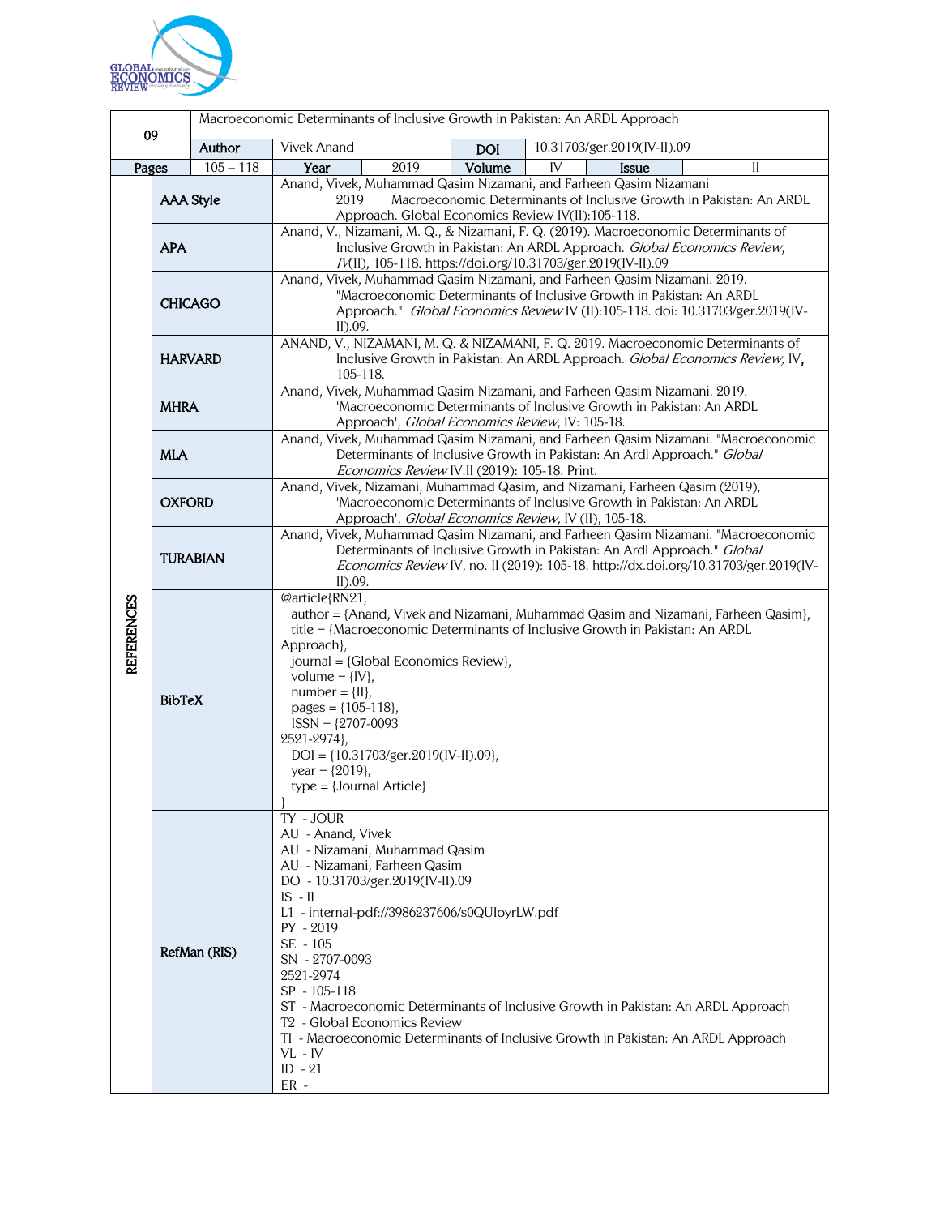| 09 | Macroeconomic Determinants of Inclusive Growth in Pakistan: An ARDL Approach | | | | | | |
|---|---|---|---|---|---|---|---|
| | **Author** | Vivek Anand | | **DOI** | 10.31703/ger.2019(IV-II).09 | | |
| **Pages** | 105 – 118 | **Year** | 2019 | **Volume** | IV | **Issue** | II |

| REFERENCES | | |
|---|---|---|
| | **AAA Style** | Anand, Vivek, Muhammad Qasim Nizamani, and Farheen Qasim Nizamani 2019 Macroeconomic Determinants of Inclusive Growth in Pakistan: An ARDL Approach. Global Economics Review IV(II):105-118. |
| | **APA** | Anand, V., Nizamani, M. Q., & Nizamani, F. Q. (2019). Macroeconomic Determinants of Inclusive Growth in Pakistan: An ARDL Approach. *Global Economics Review*, *IV*(II), 105-118. https://doi.org/10.31703/ger.2019(IV-II).09 |
| | **CHICAGO** | Anand, Vivek, Muhammad Qasim Nizamani, and Farheen Qasim Nizamani. 2019. "Macroeconomic Determinants of Inclusive Growth in Pakistan: An ARDL Approach." *Global Economics Review* IV (II):105-118. doi: 10.31703/ger.2019(IV-II).09. |
| | **HARVARD** | ANAND, V., NIZAMANI, M. Q. & NIZAMANI, F. Q. 2019. Macroeconomic Determinants of Inclusive Growth in Pakistan: An ARDL Approach. *Global Economics Review*, IV, 105-118. |
| | **MHRA** | Anand, Vivek, Muhammad Qasim Nizamani, and Farheen Qasim Nizamani. 2019. 'Macroeconomic Determinants of Inclusive Growth in Pakistan: An ARDL Approach', *Global Economics Review*, IV: 105-18. |
| | **MLA** | Anand, Vivek, Muhammad Qasim Nizamani, and Farheen Qasim Nizamani. "Macroeconomic Determinants of Inclusive Growth in Pakistan: An Ardl Approach." *Global Economics Review* IV.II (2019): 105-18. Print. |
| | **OXFORD** | Anand, Vivek, Nizamani, Muhammad Qasim, and Nizamani, Farheen Qasim (2019), 'Macroeconomic Determinants of Inclusive Growth in Pakistan: An ARDL Approach', *Global Economics Review*, IV (II), 105-18. |
| | **TURABIAN** | Anand, Vivek, Muhammad Qasim Nizamani, and Farheen Qasim Nizamani. "Macroeconomic Determinants of Inclusive Growth in Pakistan: An Ardl Approach." *Global Economics Review* IV, no. II (2019): 105-18. http://dx.doi.org/10.31703/ger.2019(IV-II).09. |
| | **BibTeX** | @article{RN21, author = {Anand, Vivek and Nizamani, Muhammad Qasim and Nizamani, Farheen Qasim}, title = {Macroeconomic Determinants of Inclusive Growth in Pakistan: An ARDL Approach}, journal = {Global Economics Review}, volume = {IV}, number = {II}, pages = {105-118}, ISSN = {2707-0093 2521-2974}, DOI = {10.31703/ger.2019(IV-II).09}, year = {2019}, type = {Journal Article} } |
| | **RefMan (RIS)** | TY - JOUR<br>AU - Anand, Vivek<br>AU - Nizamani, Muhammad Qasim<br>AU - Nizamani, Farheen Qasim<br>DO - 10.31703/ger.2019(IV-II).09<br>IS - II<br>L1 - internal-pdf://3986237606/s0QUIoyrLW.pdf<br>PY - 2019<br>SE - 105<br>SN - 2707-0093<br>2521-2974<br>SP - 105-118<br>ST - Macroeconomic Determinants of Inclusive Growth in Pakistan: An ARDL Approach<br>T2 - Global Economics Review<br>TI - Macroeconomic Determinants of Inclusive Growth in Pakistan: An ARDL Approach<br>VL - IV<br>ID - 21<br>ER - |